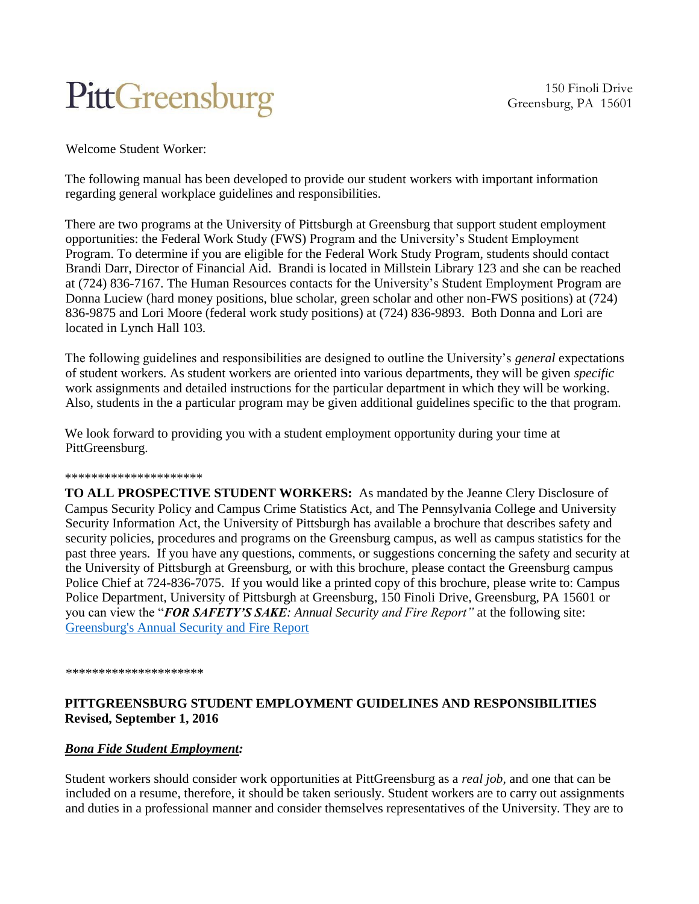PittGreensburg

150 Finoli Drive
Greensburg, PA 15601

Welcome Student Worker:

The following manual has been developed to provide our student workers with important information regarding general workplace guidelines and responsibilities.

There are two programs at the University of Pittsburgh at Greensburg that support student employment opportunities: the Federal Work Study (FWS) Program and the University's Student Employment Program. To determine if you are eligible for the Federal Work Study Program, students should contact Brandi Darr, Director of Financial Aid. Brandi is located in Millstein Library 123 and she can be reached at (724) 836-7167. The Human Resources contacts for the University's Student Employment Program are Donna Luciew (hard money positions, blue scholar, green scholar and other non-FWS positions) at (724) 836-9875 and Lori Moore (federal work study positions) at (724) 836-9893. Both Donna and Lori are located in Lynch Hall 103.

The following guidelines and responsibilities are designed to outline the University's *general* expectations of student workers. As student workers are oriented into various departments, they will be given *specific* work assignments and detailed instructions for the particular department in which they will be working. Also, students in the a particular program may be given additional guidelines specific to the that program.

We look forward to providing you with a student employment opportunity during your time at PittGreensburg.

*********************

**TO ALL PROSPECTIVE STUDENT WORKERS:** As mandated by the Jeanne Clery Disclosure of Campus Security Policy and Campus Crime Statistics Act, and The Pennsylvania College and University Security Information Act, the University of Pittsburgh has available a brochure that describes safety and security policies, procedures and programs on the Greensburg campus, as well as campus statistics for the past three years. If you have any questions, comments, or suggestions concerning the safety and security at the University of Pittsburgh at Greensburg, or with this brochure, please contact the Greensburg campus Police Chief at 724-836-7075. If you would like a printed copy of this brochure, please write to: Campus Police Department, University of Pittsburgh at Greensburg, 150 Finoli Drive, Greensburg, PA 15601 or you can view the "***FOR SAFETY'S SAKE**: Annual Security and Fire Report*" at the following site: Greensburg's Annual Security and Fire Report

*********************

**PITTGREENSBURG STUDENT EMPLOYMENT GUIDELINES AND RESPONSIBILITIES**
**Revised, September 1, 2016**

***Bona Fide Student Employment:***

Student workers should consider work opportunities at PittGreensburg as a *real job,* and one that can be included on a resume, therefore, it should be taken seriously. Student workers are to carry out assignments and duties in a professional manner and consider themselves representatives of the University. They are to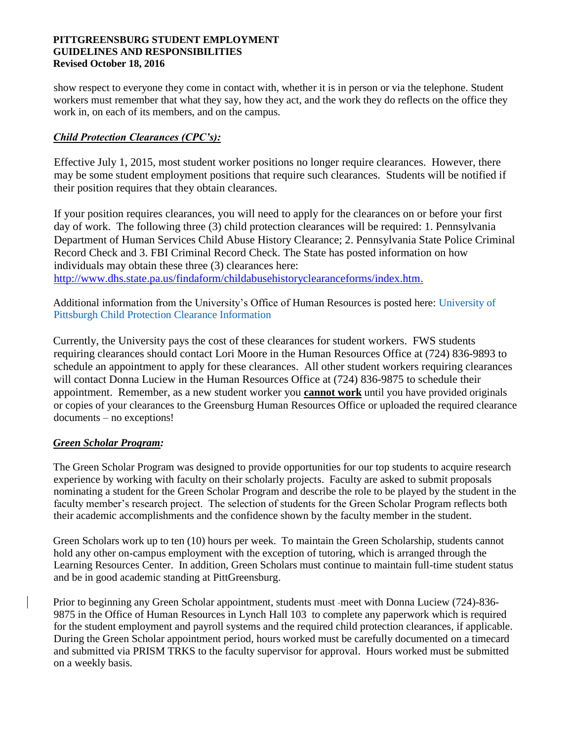show respect to everyone they come in contact with, whether it is in person or via the telephone. Student workers must remember that what they say, how they act, and the work they do reflects on the office they work in, on each of its members, and on the campus.

***Child Protection Clearances (CPC's):***

Effective July 1, 2015, most student worker positions no longer require clearances. However, there may be some student employment positions that require such clearances. Students will be notified if their position requires that they obtain clearances.

If your position requires clearances, you will need to apply for the clearances on or before your first day of work. The following three (3) child protection clearances will be required: 1. Pennsylvania Department of Human Services Child Abuse History Clearance; 2. Pennsylvania State Police Criminal Record Check and 3. FBI Criminal Record Check. The State has posted information on how individuals may obtain these three (3) clearances here: http://www.dhs.state.pa.us/findaform/childabusehistoryclearanceforms/index.htm.

Additional information from the University's Office of Human Resources is posted here: University of Pittsburgh Child Protection Clearance Information

Currently, the University pays the cost of these clearances for student workers. FWS students requiring clearances should contact Lori Moore in the Human Resources Office at (724) 836-9893 to schedule an appointment to apply for these clearances. All other student workers requiring clearances will contact Donna Luciew in the Human Resources Office at (724) 836-9875 to schedule their appointment. Remember, as a new student worker you **cannot work** until you have provided originals or copies of your clearances to the Greensburg Human Resources Office or uploaded the required clearance documents – no exceptions!

***Green Scholar Program:***

The Green Scholar Program was designed to provide opportunities for our top students to acquire research experience by working with faculty on their scholarly projects. Faculty are asked to submit proposals nominating a student for the Green Scholar Program and describe the role to be played by the student in the faculty member's research project. The selection of students for the Green Scholar Program reflects both their academic accomplishments and the confidence shown by the faculty member in the student.

Green Scholars work up to ten (10) hours per week. To maintain the Green Scholarship, students cannot hold any other on-campus employment with the exception of tutoring, which is arranged through the Learning Resources Center. In addition, Green Scholars must continue to maintain full-time student status and be in good academic standing at PittGreensburg.

Prior to beginning any Green Scholar appointment, students must meet with Donna Luciew (724)-836-9875 in the Office of Human Resources in Lynch Hall 103 to complete any paperwork which is required for the student employment and payroll systems and the required child protection clearances, if applicable. During the Green Scholar appointment period, hours worked must be carefully documented on a timecard and submitted via PRISM TRKS to the faculty supervisor for approval. Hours worked must be submitted on a weekly basis.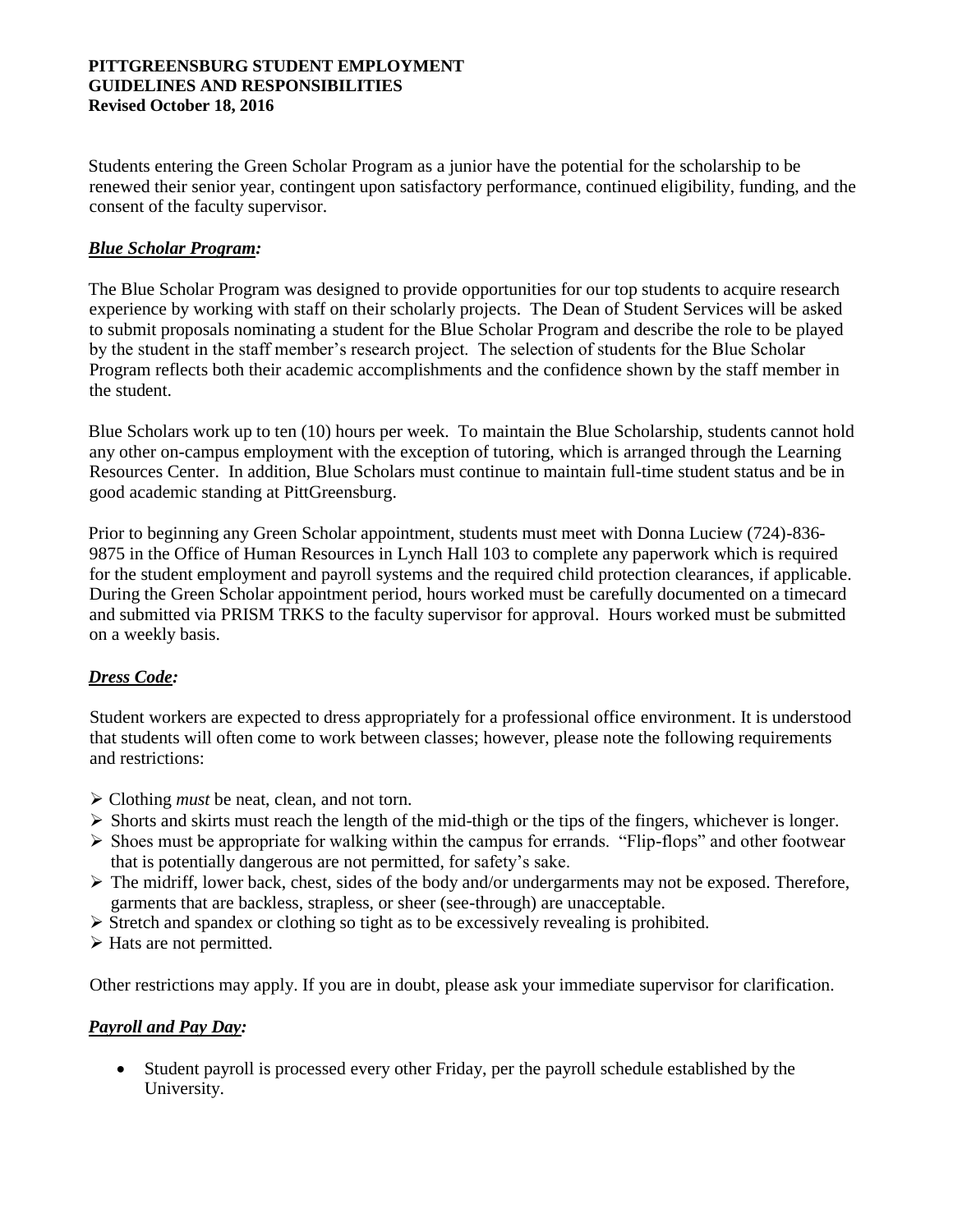**PITTGREENSBURG STUDENT EMPLOYMENT GUIDELINES AND RESPONSIBILITIES**
**Revised October 18, 2016**

Students entering the Green Scholar Program as a junior have the potential for the scholarship to be renewed their senior year, contingent upon satisfactory performance, continued eligibility, funding, and the consent of the faculty supervisor.

### ***Blue Scholar Program:***

The Blue Scholar Program was designed to provide opportunities for our top students to acquire research experience by working with staff on their scholarly projects. The Dean of Student Services will be asked to submit proposals nominating a student for the Blue Scholar Program and describe the role to be played by the student in the staff member's research project. The selection of students for the Blue Scholar Program reflects both their academic accomplishments and the confidence shown by the staff member in the student.

Blue Scholars work up to ten (10) hours per week. To maintain the Blue Scholarship, students cannot hold any other on-campus employment with the exception of tutoring, which is arranged through the Learning Resources Center. In addition, Blue Scholars must continue to maintain full-time student status and be in good academic standing at PittGreensburg.

Prior to beginning any Green Scholar appointment, students must meet with Donna Luciew (724)-836-9875 in the Office of Human Resources in Lynch Hall 103 to complete any paperwork which is required for the student employment and payroll systems and the required child protection clearances, if applicable. During the Green Scholar appointment period, hours worked must be carefully documented on a timecard and submitted via PRISM TRKS to the faculty supervisor for approval. Hours worked must be submitted on a weekly basis.

### ***Dress Code:***

Student workers are expected to dress appropriately for a professional office environment. It is understood that students will often come to work between classes; however, please note the following requirements and restrictions:

- Clothing *must* be neat, clean, and not torn.
- Shorts and skirts must reach the length of the mid-thigh or the tips of the fingers, whichever is longer.
- Shoes must be appropriate for walking within the campus for errands. "Flip-flops" and other footwear that is potentially dangerous are not permitted, for safety's sake.
- The midriff, lower back, chest, sides of the body and/or undergarments may not be exposed. Therefore, garments that are backless, strapless, or sheer (see-through) are unacceptable.
- Stretch and spandex or clothing so tight as to be excessively revealing is prohibited.
- Hats are not permitted.

Other restrictions may apply. If you are in doubt, please ask your immediate supervisor for clarification.

### ***Payroll and Pay Day:***

- Student payroll is processed every other Friday, per the payroll schedule established by the University.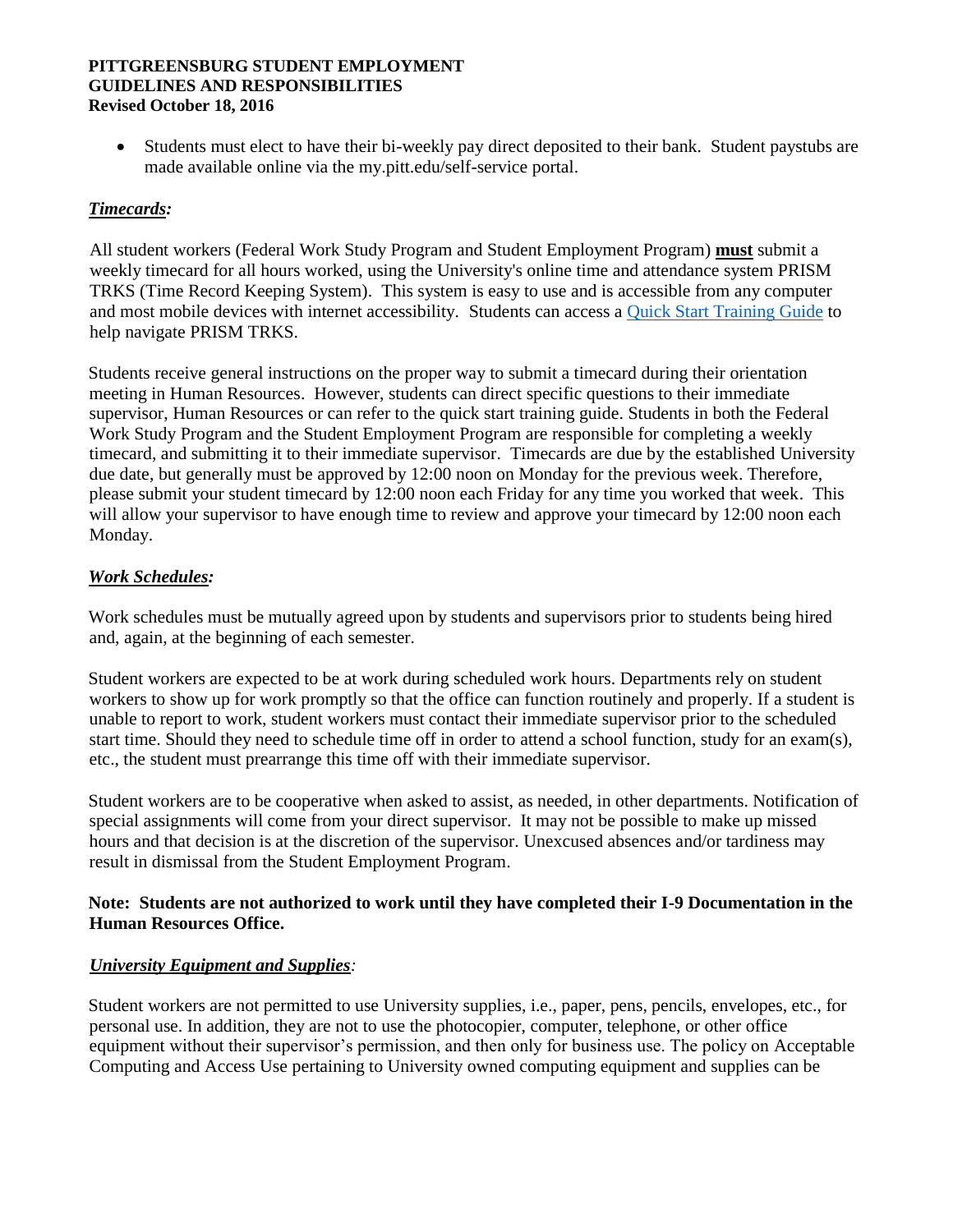**PITTGREENSBURG STUDENT EMPLOYMENT GUIDELINES AND RESPONSIBILITIES**
**Revised October 18, 2016**

- Students must elect to have their bi-weekly pay direct deposited to their bank. Student paystubs are made available online via the my.pitt.edu/self-service portal.

## ***Timecards:***

All student workers (Federal Work Study Program and Student Employment Program) **must** submit a weekly timecard for all hours worked, using the University's online time and attendance system PRISM TRKS (Time Record Keeping System). This system is easy to use and is accessible from any computer and most mobile devices with internet accessibility. Students can access a Quick Start Training Guide to help navigate PRISM TRKS.

Students receive general instructions on the proper way to submit a timecard during their orientation meeting in Human Resources. However, students can direct specific questions to their immediate supervisor, Human Resources or can refer to the quick start training guide. Students in both the Federal Work Study Program and the Student Employment Program are responsible for completing a weekly timecard, and submitting it to their immediate supervisor. Timecards are due by the established University due date, but generally must be approved by 12:00 noon on Monday for the previous week. Therefore, please submit your student timecard by 12:00 noon each Friday for any time you worked that week. This will allow your supervisor to have enough time to review and approve your timecard by 12:00 noon each Monday.

## ***Work Schedules:***

Work schedules must be mutually agreed upon by students and supervisors prior to students being hired and, again, at the beginning of each semester.

Student workers are expected to be at work during scheduled work hours. Departments rely on student workers to show up for work promptly so that the office can function routinely and properly. If a student is unable to report to work, student workers must contact their immediate supervisor prior to the scheduled start time. Should they need to schedule time off in order to attend a school function, study for an exam(s), etc., the student must prearrange this time off with their immediate supervisor.

Student workers are to be cooperative when asked to assist, as needed, in other departments. Notification of special assignments will come from your direct supervisor. It may not be possible to make up missed hours and that decision is at the discretion of the supervisor. Unexcused absences and/or tardiness may result in dismissal from the Student Employment Program.

**Note: Students are not authorized to work until they have completed their I-9 Documentation in the Human Resources Office.**

## ***University Equipment and Supplies:***

Student workers are not permitted to use University supplies, i.e., paper, pens, pencils, envelopes, etc., for personal use. In addition, they are not to use the photocopier, computer, telephone, or other office equipment without their supervisor's permission, and then only for business use. The policy on Acceptable Computing and Access Use pertaining to University owned computing equipment and supplies can be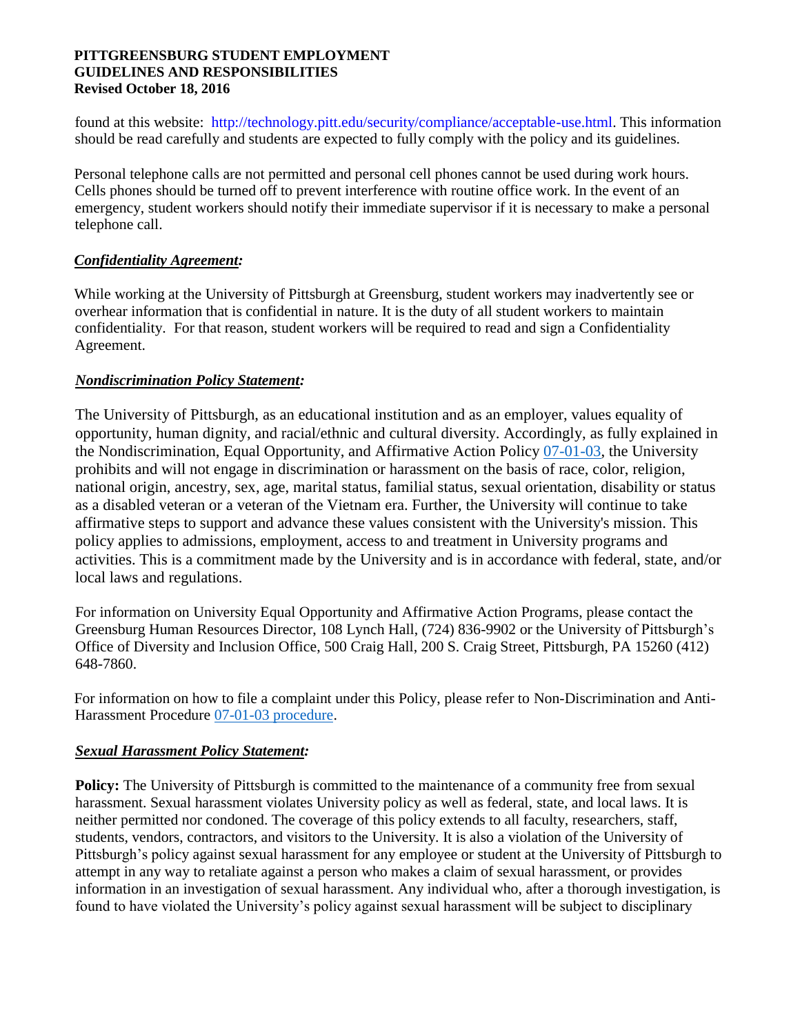found at this website: http://technology.pitt.edu/security/compliance/acceptable-use.html. This information should be read carefully and students are expected to fully comply with the policy and its guidelines.

Personal telephone calls are not permitted and personal cell phones cannot be used during work hours. Cells phones should be turned off to prevent interference with routine office work. In the event of an emergency, student workers should notify their immediate supervisor if it is necessary to make a personal telephone call.

***Confidentiality Agreement:***

While working at the University of Pittsburgh at Greensburg, student workers may inadvertently see or overhear information that is confidential in nature. It is the duty of all student workers to maintain confidentiality. For that reason, student workers will be required to read and sign a Confidentiality Agreement.

***Nondiscrimination Policy Statement:***

The University of Pittsburgh, as an educational institution and as an employer, values equality of opportunity, human dignity, and racial/ethnic and cultural diversity. Accordingly, as fully explained in the Nondiscrimination, Equal Opportunity, and Affirmative Action Policy 07-01-03, the University prohibits and will not engage in discrimination or harassment on the basis of race, color, religion, national origin, ancestry, sex, age, marital status, familial status, sexual orientation, disability or status as a disabled veteran or a veteran of the Vietnam era. Further, the University will continue to take affirmative steps to support and advance these values consistent with the University's mission. This policy applies to admissions, employment, access to and treatment in University programs and activities. This is a commitment made by the University and is in accordance with federal, state, and/or local laws and regulations.

For information on University Equal Opportunity and Affirmative Action Programs, please contact the Greensburg Human Resources Director, 108 Lynch Hall, (724) 836-9902 or the University of Pittsburgh's Office of Diversity and Inclusion Office, 500 Craig Hall, 200 S. Craig Street, Pittsburgh, PA 15260 (412) 648-7860.

For information on how to file a complaint under this Policy, please refer to Non-Discrimination and Anti-Harassment Procedure 07-01-03 procedure.

***Sexual Harassment Policy Statement:***

**Policy:** The University of Pittsburgh is committed to the maintenance of a community free from sexual harassment. Sexual harassment violates University policy as well as federal, state, and local laws. It is neither permitted nor condoned. The coverage of this policy extends to all faculty, researchers, staff, students, vendors, contractors, and visitors to the University. It is also a violation of the University of Pittsburgh's policy against sexual harassment for any employee or student at the University of Pittsburgh to attempt in any way to retaliate against a person who makes a claim of sexual harassment, or provides information in an investigation of sexual harassment. Any individual who, after a thorough investigation, is found to have violated the University's policy against sexual harassment will be subject to disciplinary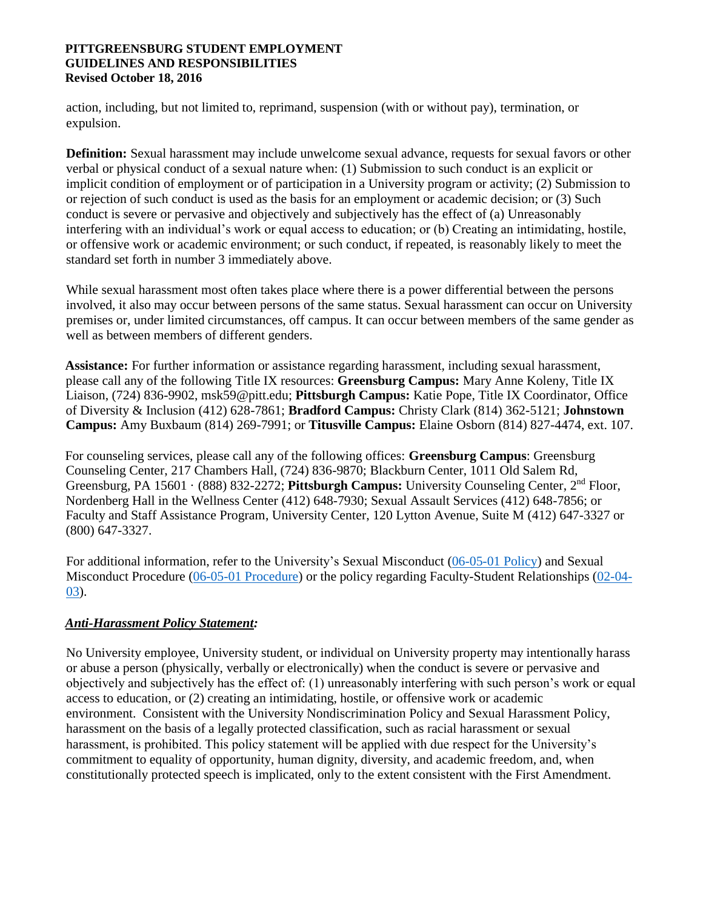action, including, but not limited to, reprimand, suspension (with or without pay), termination, or expulsion.

**Definition:** Sexual harassment may include unwelcome sexual advance, requests for sexual favors or other verbal or physical conduct of a sexual nature when: (1) Submission to such conduct is an explicit or implicit condition of employment or of participation in a University program or activity; (2) Submission to or rejection of such conduct is used as the basis for an employment or academic decision; or (3) Such conduct is severe or pervasive and objectively and subjectively has the effect of (a) Unreasonably interfering with an individual's work or equal access to education; or (b) Creating an intimidating, hostile, or offensive work or academic environment; or such conduct, if repeated, is reasonably likely to meet the standard set forth in number 3 immediately above.

While sexual harassment most often takes place where there is a power differential between the persons involved, it also may occur between persons of the same status. Sexual harassment can occur on University premises or, under limited circumstances, off campus. It can occur between members of the same gender as well as between members of different genders.

**Assistance:** For further information or assistance regarding harassment, including sexual harassment, please call any of the following Title IX resources: **Greensburg Campus:** Mary Anne Koleny, Title IX Liaison, (724) 836-9902, msk59@pitt.edu; **Pittsburgh Campus:** Katie Pope, Title IX Coordinator, Office of Diversity & Inclusion (412) 628-7861; **Bradford Campus:** Christy Clark (814) 362-5121; **Johnstown Campus:** Amy Buxbaum (814) 269-7991; or **Titusville Campus:** Elaine Osborn (814) 827-4474, ext. 107.

For counseling services, please call any of the following offices: **Greensburg Campus**: Greensburg Counseling Center, 217 Chambers Hall, (724) 836-9870; Blackburn Center, 1011 Old Salem Rd, Greensburg, PA 15601 · (888) 832-2272; **Pittsburgh Campus:** University Counseling Center, 2nd Floor, Nordenberg Hall in the Wellness Center (412) 648-7930; Sexual Assault Services (412) 648-7856; or Faculty and Staff Assistance Program, University Center, 120 Lytton Avenue, Suite M (412) 647-3327 or (800) 647-3327.

For additional information, refer to the University's Sexual Misconduct (06-05-01 Policy) and Sexual Misconduct Procedure (06-05-01 Procedure) or the policy regarding Faculty-Student Relationships (02-04-03).

***Anti-Harassment Policy Statement:***

No University employee, University student, or individual on University property may intentionally harass or abuse a person (physically, verbally or electronically) when the conduct is severe or pervasive and objectively and subjectively has the effect of: (1) unreasonably interfering with such person's work or equal access to education, or (2) creating an intimidating, hostile, or offensive work or academic environment. Consistent with the University Nondiscrimination Policy and Sexual Harassment Policy, harassment on the basis of a legally protected classification, such as racial harassment or sexual harassment, is prohibited. This policy statement will be applied with due respect for the University's commitment to equality of opportunity, human dignity, diversity, and academic freedom, and, when constitutionally protected speech is implicated, only to the extent consistent with the First Amendment.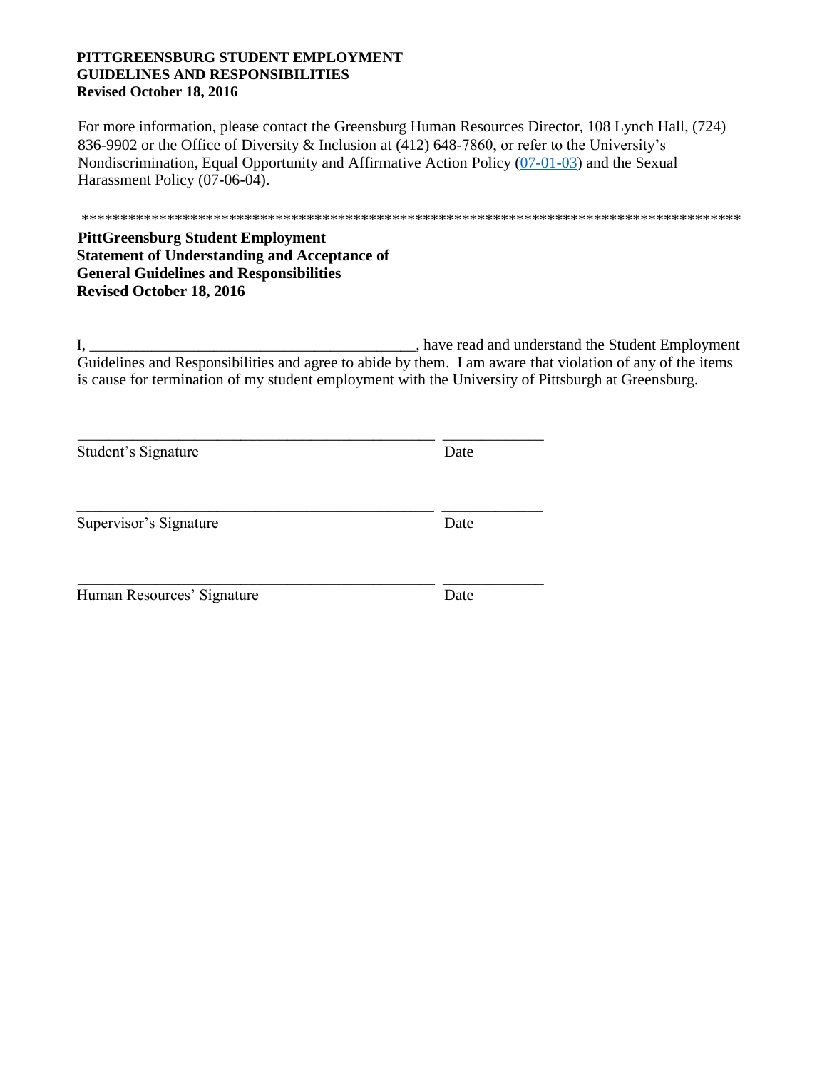**PITTGREENSBURG STUDENT EMPLOYMENT**
**GUIDELINES AND RESPONSIBILITIES**
**Revised October 18, 2016**

For more information, please contact the Greensburg Human Resources Director, 108 Lynch Hall, (724) 836-9902 or the Office of Diversity & Inclusion at (412) 648-7860, or refer to the University's Nondiscrimination, Equal Opportunity and Affirmative Action Policy (07-01-03) and the Sexual Harassment Policy (07-06-04).

****************************************************************************************

**PittGreensburg Student Employment**
**Statement of Understanding and Acceptance of**
**General Guidelines and Responsibilities**
**Revised October 18, 2016**

I, ___________________________________________, have read and understand the Student Employment Guidelines and Responsibilities and agree to abide by them. I am aware that violation of any of the items is cause for termination of my student employment with the University of Pittsburgh at Greensburg.

________________________________________________ _____________
Student's Signature Date

________________________________________________ _____________
Supervisor's Signature Date

________________________________________________ _____________
Human Resources' Signature Date